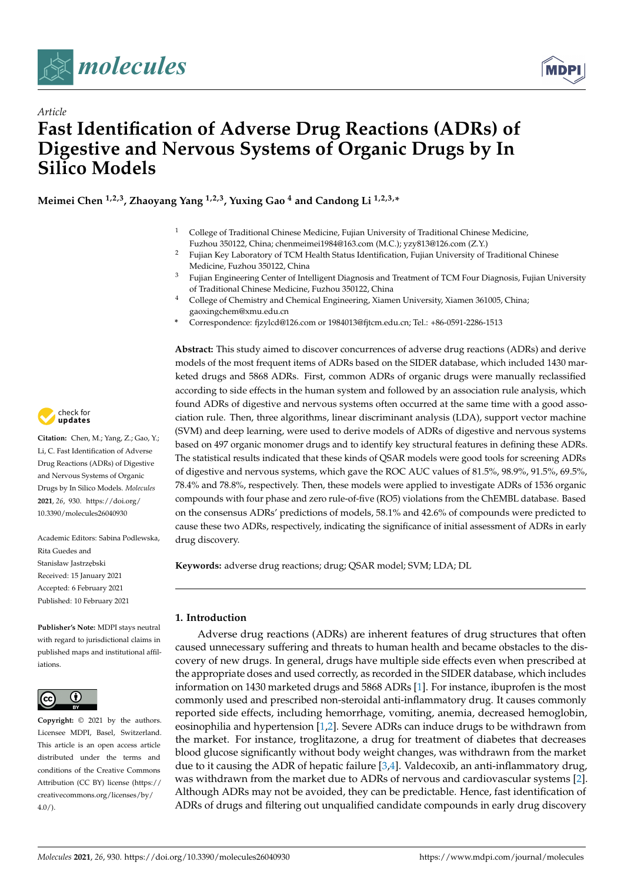*Article*

# Fast Identification of Adverse Drug Reactions (ADRs) of Digestive and Nervous Systems of Organic Drugs by In Silico Models

**Meimei Chen [1,2,3], Zhaoyang Yang [1,2,3], Yuxing Gao [4] and Candong Li [1,2,3,*]**

1. College of Traditional Chinese Medicine, Fujian University of Traditional Chinese Medicine, Fuzhou 350122, China; chenmeimei1984@163.com (M.C.); yzy813@126.com (Z.Y.)
2. Fujian Key Laboratory of TCM Health Status Identification, Fujian University of Traditional Chinese Medicine, Fuzhou 350122, China
3. Fujian Engineering Center of Intelligent Diagnosis and Treatment of TCM Four Diagnosis, Fujian University of Traditional Chinese Medicine, Fuzhou 350122, China
4. College of Chemistry and Chemical Engineering, Xiamen University, Xiamen 361005, China; gaoxingchem@xmu.edu.cn

\* Correspondence: fjzylcd@126.com or 1984013@fjtcm.edu.cn; Tel.: +86-0591-2286-1513

**Citation:** Chen, M.; Yang, Z.; Gao, Y.; Li, C. Fast Identification of Adverse Drug Reactions (ADRs) of Digestive and Nervous Systems of Organic Drugs by In Silico Models. *Molecules* **2021**, *26*, 930. https://doi.org/10.3390/molecules26040930

Academic Editors: Sabina Podlewska, Rita Guedes and Stanisław Jastrzębski

Received: 15 January 2021
Accepted: 6 February 2021
Published: 10 February 2021

**Publisher's Note:** MDPI stays neutral with regard to jurisdictional claims in published maps and institutional affiliations.

**Copyright:** © 2021 by the authors. Licensee MDPI, Basel, Switzerland. This article is an open access article distributed under the terms and conditions of the Creative Commons Attribution (CC BY) license (https://creativecommons.org/licenses/by/4.0/).

**Abstract:** This study aimed to discover concurrences of adverse drug reactions (ADRs) and derive models of the most frequent items of ADRs based on the SIDER database, which included 1430 marketed drugs and 5868 ADRs. First, common ADRs of organic drugs were manually reclassified according to side effects in the human system and followed by an association rule analysis, which found ADRs of digestive and nervous systems often occurred at the same time with a good association rule. Then, three algorithms, linear discriminant analysis (LDA), support vector machine (SVM) and deep learning, were used to derive models of ADRs of digestive and nervous systems based on 497 organic monomer drugs and to identify key structural features in defining these ADRs. The statistical results indicated that these kinds of QSAR models were good tools for screening ADRs of digestive and nervous systems, which gave the ROC AUC values of 81.5%, 98.9%, 91.5%, 69.5%, 78.4% and 78.8%, respectively. Then, these models were applied to investigate ADRs of 1536 organic compounds with four phase and zero rule-of-five (RO5) violations from the ChEMBL database. Based on the consensus ADRs' predictions of models, 58.1% and 42.6% of compounds were predicted to cause these two ADRs, respectively, indicating the significance of initial assessment of ADRs in early drug discovery.

**Keywords:** adverse drug reactions; drug; QSAR model; SVM; LDA; DL

## 1. Introduction

Adverse drug reactions (ADRs) are inherent features of drug structures that often caused unnecessary suffering and threats to human health and became obstacles to the discovery of new drugs. In general, drugs have multiple side effects even when prescribed at the appropriate doses and used correctly, as recorded in the SIDER database, which includes information on 1430 marketed drugs and 5868 ADRs [1]. For instance, ibuprofen is the most commonly used and prescribed non-steroidal anti-inflammatory drug. It causes commonly reported side effects, including hemorrhage, vomiting, anemia, decreased hemoglobin, eosinophilia and hypertension [1,2]. Severe ADRs can induce drugs to be withdrawn from the market. For instance, troglitazone, a drug for treatment of diabetes that decreases blood glucose significantly without body weight changes, was withdrawn from the market due to it causing the ADR of hepatic failure [3,4]. Valdecoxib, an anti-inflammatory drug, was withdrawn from the market due to ADRs of nervous and cardiovascular systems [2]. Although ADRs may not be avoided, they can be predictable. Hence, fast identification of ADRs of drugs and filtering out unqualified candidate compounds in early drug discovery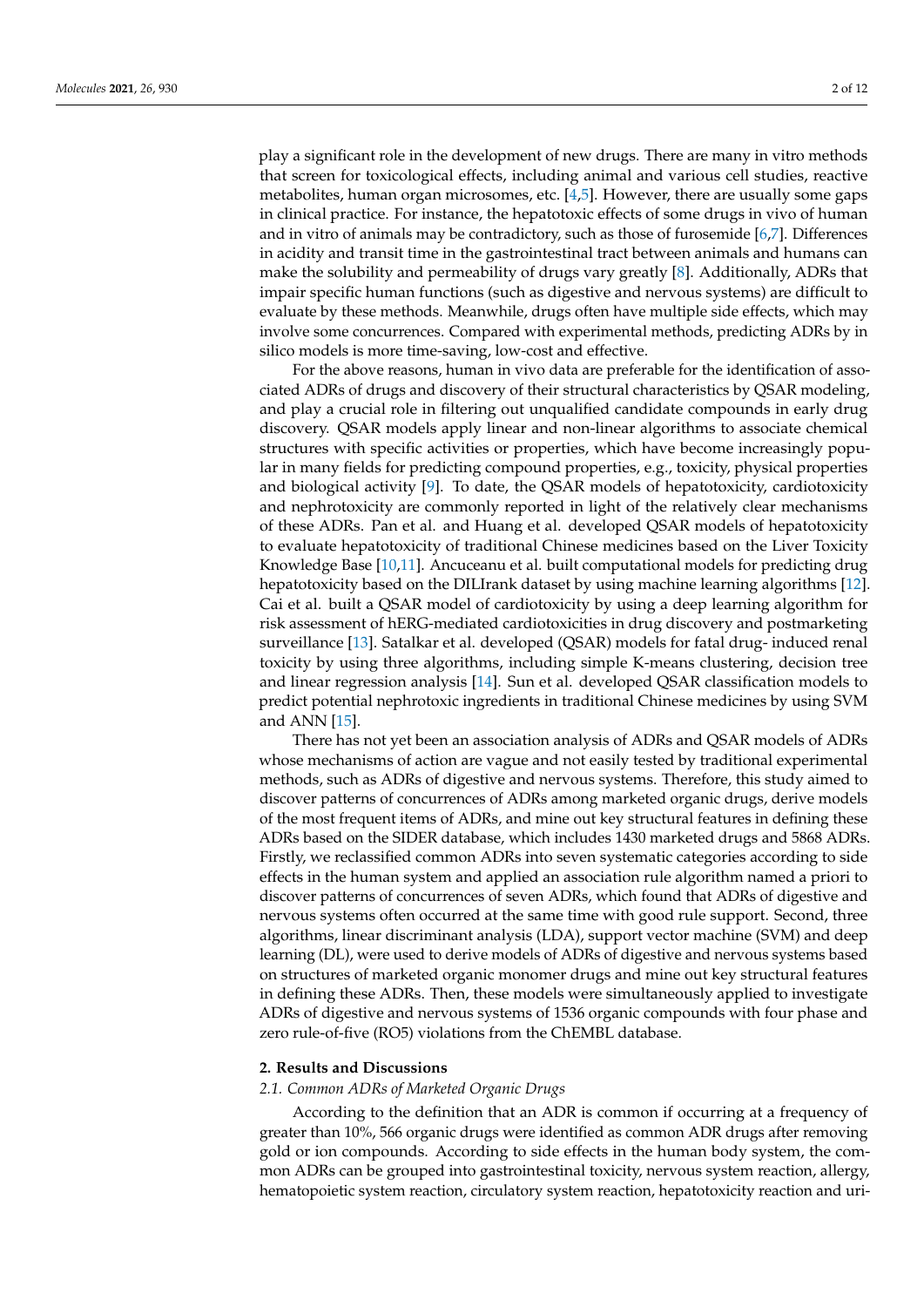play a significant role in the development of new drugs. There are many in vitro methods that screen for toxicological effects, including animal and various cell studies, reactive metabolites, human organ microsomes, etc. [4,5]. However, there are usually some gaps in clinical practice. For instance, the hepatotoxic effects of some drugs in vivo of human and in vitro of animals may be contradictory, such as those of furosemide [6,7]. Differences in acidity and transit time in the gastrointestinal tract between animals and humans can make the solubility and permeability of drugs vary greatly [8]. Additionally, ADRs that impair specific human functions (such as digestive and nervous systems) are difficult to evaluate by these methods. Meanwhile, drugs often have multiple side effects, which may involve some concurrences. Compared with experimental methods, predicting ADRs by in silico models is more time-saving, low-cost and effective.

For the above reasons, human in vivo data are preferable for the identification of associated ADRs of drugs and discovery of their structural characteristics by QSAR modeling, and play a crucial role in filtering out unqualified candidate compounds in early drug discovery. QSAR models apply linear and non-linear algorithms to associate chemical structures with specific activities or properties, which have become increasingly popular in many fields for predicting compound properties, e.g., toxicity, physical properties and biological activity [9]. To date, the QSAR models of hepatotoxicity, cardiotoxicity and nephrotoxicity are commonly reported in light of the relatively clear mechanisms of these ADRs. Pan et al. and Huang et al. developed QSAR models of hepatotoxicity to evaluate hepatotoxicity of traditional Chinese medicines based on the Liver Toxicity Knowledge Base [10,11]. Ancuceanu et al. built computational models for predicting drug hepatotoxicity based on the DILIrank dataset by using machine learning algorithms [12]. Cai et al. built a QSAR model of cardiotoxicity by using a deep learning algorithm for risk assessment of hERG-mediated cardiotoxicities in drug discovery and postmarketing surveillance [13]. Satalkar et al. developed (QSAR) models for fatal drug- induced renal toxicity by using three algorithms, including simple K-means clustering, decision tree and linear regression analysis [14]. Sun et al. developed QSAR classification models to predict potential nephrotoxic ingredients in traditional Chinese medicines by using SVM and ANN [15].

There has not yet been an association analysis of ADRs and QSAR models of ADRs whose mechanisms of action are vague and not easily tested by traditional experimental methods, such as ADRs of digestive and nervous systems. Therefore, this study aimed to discover patterns of concurrences of ADRs among marketed organic drugs, derive models of the most frequent items of ADRs, and mine out key structural features in defining these ADRs based on the SIDER database, which includes 1430 marketed drugs and 5868 ADRs. Firstly, we reclassified common ADRs into seven systematic categories according to side effects in the human system and applied an association rule algorithm named a priori to discover patterns of concurrences of seven ADRs, which found that ADRs of digestive and nervous systems often occurred at the same time with good rule support. Second, three algorithms, linear discriminant analysis (LDA), support vector machine (SVM) and deep learning (DL), were used to derive models of ADRs of digestive and nervous systems based on structures of marketed organic monomer drugs and mine out key structural features in defining these ADRs. Then, these models were simultaneously applied to investigate ADRs of digestive and nervous systems of 1536 organic compounds with four phase and zero rule-of-five (RO5) violations from the ChEMBL database.

## 2. Results and Discussions

### 2.1. Common ADRs of Marketed Organic Drugs

According to the definition that an ADR is common if occurring at a frequency of greater than 10%, 566 organic drugs were identified as common ADR drugs after removing gold or ion compounds. According to side effects in the human body system, the common ADRs can be grouped into gastrointestinal toxicity, nervous system reaction, allergy, hematopoietic system reaction, circulatory system reaction, hepatotoxicity reaction and uri-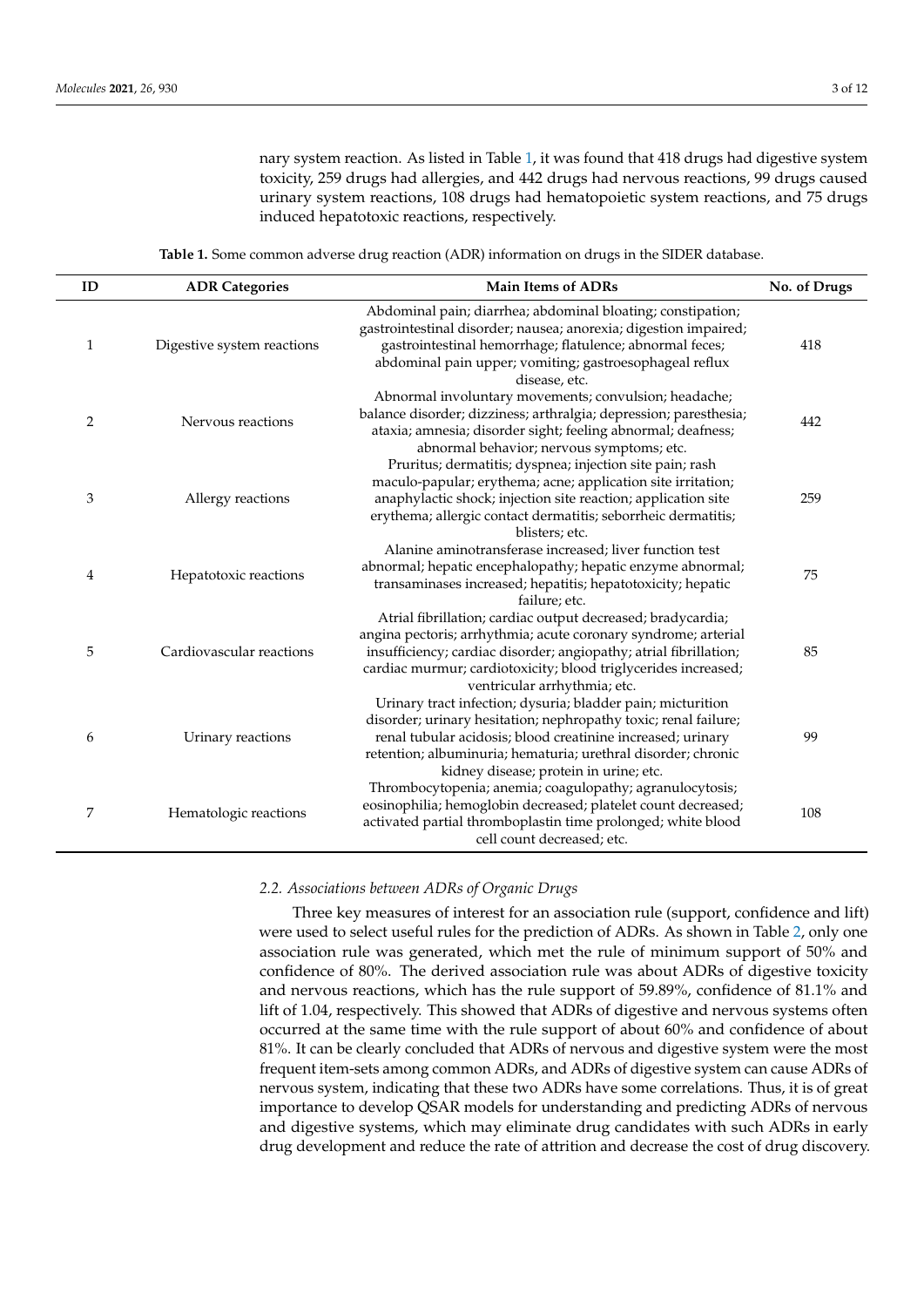nary system reaction. As listed in Table 1, it was found that 418 drugs had digestive system toxicity, 259 drugs had allergies, and 442 drugs had nervous reactions, 99 drugs caused urinary system reactions, 108 drugs had hematopoietic system reactions, and 75 drugs induced hepatotoxic reactions, respectively.

**Table 1.** Some common adverse drug reaction (ADR) information on drugs in the SIDER database.

| ID | ADR Categories | Main Items of ADRs | No. of Drugs |
|---|---|---|---|
| 1 | Digestive system reactions | Abdominal pain; diarrhea; abdominal bloating; constipation; gastrointestinal disorder; nausea; anorexia; digestion impaired; gastrointestinal hemorrhage; flatulence; abnormal feces; abdominal pain upper; vomiting; gastroesophageal reflux disease, etc. | 418 |
| 2 | Nervous reactions | Abnormal involuntary movements; convulsion; headache; balance disorder; dizziness; arthralgia; depression; paresthesia; ataxia; amnesia; disorder sight; feeling abnormal; deafness; abnormal behavior; nervous symptoms; etc. | 442 |
| 3 | Allergy reactions | Pruritus; dermatitis; dyspnea; injection site pain; rash maculo-papular; erythema; acne; application site irritation; anaphylactic shock; injection site reaction; application site erythema; allergic contact dermatitis; seborrheic dermatitis; blisters; etc. | 259 |
| 4 | Hepatotoxic reactions | Alanine aminotransferase increased; liver function test abnormal; hepatic encephalopathy; hepatic enzyme abnormal; transaminases increased; hepatitis; hepatotoxicity; hepatic failure; etc. | 75 |
| 5 | Cardiovascular reactions | Atrial fibrillation; cardiac output decreased; bradycardia; angina pectoris; arrhythmia; acute coronary syndrome; arterial insufficiency; cardiac disorder; angiopathy; atrial fibrillation; cardiac murmur; cardiotoxicity; blood triglycerides increased; ventricular arrhythmia; etc. | 85 |
| 6 | Urinary reactions | Urinary tract infection; dysuria; bladder pain; micturition disorder; urinary hesitation; nephropathy toxic; renal failure; renal tubular acidosis; blood creatinine increased; urinary retention; albuminuria; hematuria; urethral disorder; chronic kidney disease; protein in urine; etc. | 99 |
| 7 | Hematologic reactions | Thrombocytopenia; anemia; coagulopathy; agranulocytosis; eosinophilia; hemoglobin decreased; platelet count decreased; activated partial thromboplastin time prolonged; white blood cell count decreased; etc. | 108 |

### *2.2. Associations between ADRs of Organic Drugs*

Three key measures of interest for an association rule (support, confidence and lift) were used to select useful rules for the prediction of ADRs. As shown in Table 2, only one association rule was generated, which met the rule of minimum support of 50% and confidence of 80%. The derived association rule was about ADRs of digestive toxicity and nervous reactions, which has the rule support of 59.89%, confidence of 81.1% and lift of 1.04, respectively. This showed that ADRs of digestive and nervous systems often occurred at the same time with the rule support of about 60% and confidence of about 81%. It can be clearly concluded that ADRs of nervous and digestive system were the most frequent item-sets among common ADRs, and ADRs of digestive system can cause ADRs of nervous system, indicating that these two ADRs have some correlations. Thus, it is of great importance to develop QSAR models for understanding and predicting ADRs of nervous and digestive systems, which may eliminate drug candidates with such ADRs in early drug development and reduce the rate of attrition and decrease the cost of drug discovery.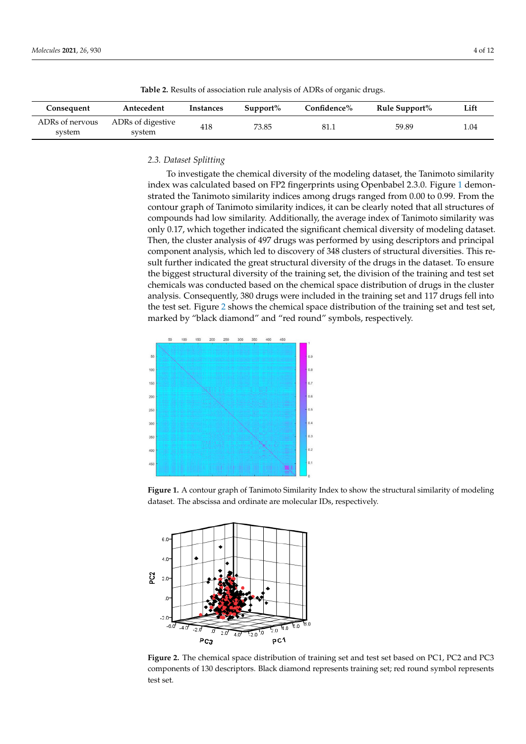**Table 2.** Results of association rule analysis of ADRs of organic drugs.

| Consequent | Antecedent | Instances | Support% | Confidence% | Rule Support% | Lift |
|---|---|---|---|---|---|---|
| ADRs of nervous system | ADRs of digestive system | 418 | 73.85 | 81.1 | 59.89 | 1.04 |

### 2.3. Dataset Splitting

To investigate the chemical diversity of the modeling dataset, the Tanimoto similarity index was calculated based on FP2 fingerprints using Openbabel 2.3.0. Figure 1 demonstrated the Tanimoto similarity indices among drugs ranged from 0.00 to 0.99. From the contour graph of Tanimoto similarity indices, it can be clearly noted that all structures of compounds had low similarity. Additionally, the average index of Tanimoto similarity was only 0.17, which together indicated the significant chemical diversity of modeling dataset. Then, the cluster analysis of 497 drugs was performed by using descriptors and principal component analysis, which led to discovery of 348 clusters of structural diversities. This result further indicated the great structural diversity of the drugs in the dataset. To ensure the biggest structural diversity of the training set, the division of the training and test set chemicals was conducted based on the chemical space distribution of drugs in the cluster analysis. Consequently, 380 drugs were included in the training set and 117 drugs fell into the test set. Figure 2 shows the chemical space distribution of the training set and test set, marked by "black diamond" and "red round" symbols, respectively.

**Figure 1.** A contour graph of Tanimoto Similarity Index to show the structural similarity of modeling dataset. The abscissa and ordinate are molecular IDs, respectively.

**Figure 2.** The chemical space distribution of training set and test set based on PC1, PC2 and PC3 components of 130 descriptors. Black diamond represents training set; red round symbol represents test set.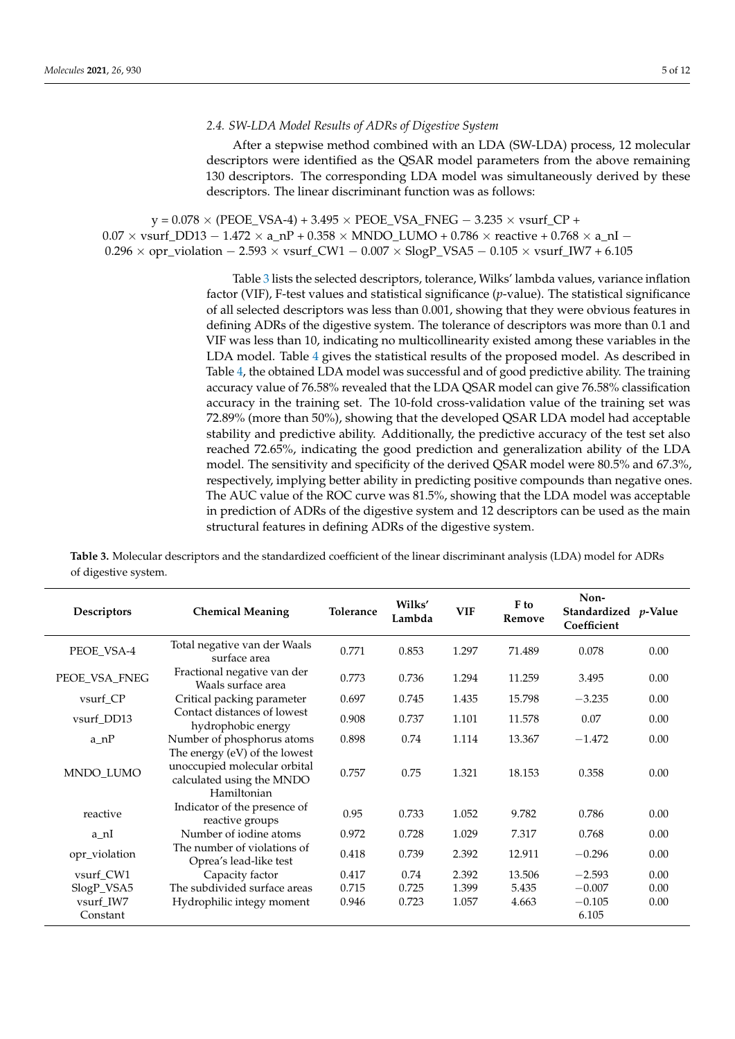### 2.4. SW-LDA Model Results of ADRs of Digestive System

After a stepwise method combined with an LDA (SW-LDA) process, 12 molecular descriptors were identified as the QSAR model parameters from the above remaining 130 descriptors. The corresponding LDA model was simultaneously derived by these descriptors. The linear discriminant function was as follows:

$$y = 0.078 \times (\text{PEOE\_VSA-4}) + 3.495 \times \text{PEOE\_VSA\_FNEG} - 3.235 \times \text{vsurf\_CP} + 0.07 \times \text{vsurf\_DD13} - 1.472 \times \text{a\_nP} + 0.358 \times \text{MNDO\_LUMO} + 0.786 \times \text{reactive} + 0.768 \times \text{a\_nI} - 0.296 \times \text{opr\_violation} - 2.593 \times \text{vsurf\_CW1} - 0.007 \times \text{SlogP\_VSA5} - 0.105 \times \text{vsurf\_IW7} + 6.105$$

Table 3 lists the selected descriptors, tolerance, Wilks' lambda values, variance inflation factor (VIF), F-test values and statistical significance ($p$-value). The statistical significance of all selected descriptors was less than 0.001, showing that they were obvious features in defining ADRs of the digestive system. The tolerance of descriptors was more than 0.1 and VIF was less than 10, indicating no multicollinearity existed among these variables in the LDA model. Table 4 gives the statistical results of the proposed model. As described in Table 4, the obtained LDA model was successful and of good predictive ability. The training accuracy value of 76.58% revealed that the LDA QSAR model can give 76.58% classification accuracy in the training set. The 10-fold cross-validation value of the training set was 72.89% (more than 50%), showing that the developed QSAR LDA model had acceptable stability and predictive ability. Additionally, the predictive accuracy of the test set also reached 72.65%, indicating the good prediction and generalization ability of the LDA model. The sensitivity and specificity of the derived QSAR model were 80.5% and 67.3%, respectively, implying better ability in predicting positive compounds than negative ones. The AUC value of the ROC curve was 81.5%, showing that the LDA model was acceptable in prediction of ADRs of the digestive system and 12 descriptors can be used as the main structural features in defining ADRs of the digestive system.

**Table 3.** Molecular descriptors and the standardized coefficient of the linear discriminant analysis (LDA) model for ADRs of digestive system.

| Descriptors | Chemical Meaning | Tolerance | Wilks' Lambda | VIF | F to Remove | Non-Standardized Coefficient | $p$-Value |
|---|---|---|---|---|---|---|---|
| PEOE_VSA-4 | Total negative van der Waals surface area | 0.771 | 0.853 | 1.297 | 71.489 | 0.078 | 0.00 |
| PEOE_VSA_FNEG | Fractional negative van der Waals surface area | 0.773 | 0.736 | 1.294 | 11.259 | 3.495 | 0.00 |
| vsurf_CP | Critical packing parameter | 0.697 | 0.745 | 1.435 | 15.798 | −3.235 | 0.00 |
| vsurf_DD13 | Contact distances of lowest hydrophobic energy | 0.908 | 0.737 | 1.101 | 11.578 | 0.07 | 0.00 |
| a_nP | Number of phosphorus atoms | 0.898 | 0.74 | 1.114 | 13.367 | −1.472 | 0.00 |
| MNDO_LUMO | The energy (eV) of the lowest unoccupied molecular orbital calculated using the MNDO Hamiltonian | 0.757 | 0.75 | 1.321 | 18.153 | 0.358 | 0.00 |
| reactive | Indicator of the presence of reactive groups | 0.95 | 0.733 | 1.052 | 9.782 | 0.786 | 0.00 |
| a_nI | Number of iodine atoms | 0.972 | 0.728 | 1.029 | 7.317 | 0.768 | 0.00 |
| opr_violation | The number of violations of Oprea's lead-like test | 0.418 | 0.739 | 2.392 | 12.911 | −0.296 | 0.00 |
| vsurf_CW1 | Capacity factor | 0.417 | 0.74 | 2.392 | 13.506 | −2.593 | 0.00 |
| SlogP_VSA5 | The subdivided surface areas | 0.715 | 0.725 | 1.399 | 5.435 | −0.007 | 0.00 |
| vsurf_IW7 | Hydrophilic integy moment | 0.946 | 0.723 | 1.057 | 4.663 | −0.105 | 0.00 |
| Constant | | | | | | 6.105 | |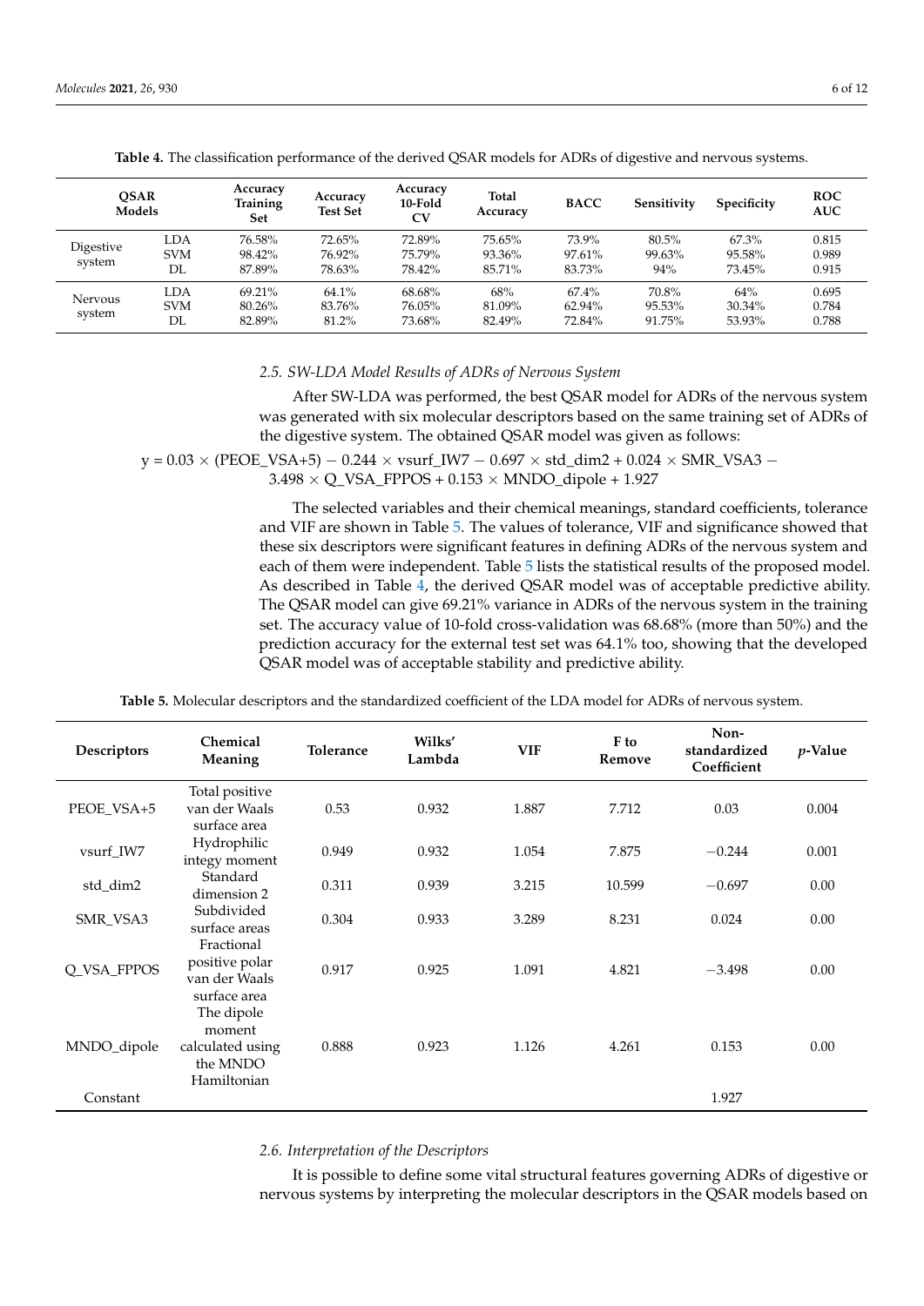**Table 4.** The classification performance of the derived QSAR models for ADRs of digestive and nervous systems.

| QSAR Models | | Accuracy Training Set | Accuracy Test Set | Accuracy 10-Fold CV | Total Accuracy | BACC | Sensitivity | Specificity | ROC AUC |
|---|---|---|---|---|---|---|---|---|---|
| Digestive system | LDA | 76.58% | 72.65% | 72.89% | 75.65% | 73.9% | 80.5% | 67.3% | 0.815 |
| | SVM | 98.42% | 76.92% | 75.79% | 93.36% | 97.61% | 99.63% | 95.58% | 0.989 |
| | DL | 87.89% | 78.63% | 78.42% | 85.71% | 83.73% | 94% | 73.45% | 0.915 |
| Nervous system | LDA | 69.21% | 64.1% | 68.68% | 68% | 67.4% | 70.8% | 64% | 0.695 |
| | SVM | 80.26% | 83.76% | 76.05% | 81.09% | 62.94% | 95.53% | 30.34% | 0.784 |
| | DL | 82.89% | 81.2% | 73.68% | 82.49% | 72.84% | 91.75% | 53.93% | 0.788 |

### *2.5. SW-LDA Model Results of ADRs of Nervous System*

After SW-LDA was performed, the best QSAR model for ADRs of the nervous system was generated with six molecular descriptors based on the same training set of ADRs of the digestive system. The obtained QSAR model was given as follows:

$$y = 0.03 \times (\text{PEOE\_VSA+5}) - 0.244 \times \text{vsurf\_IW7} - 0.697 \times \text{std\_dim2} + 0.024 \times \text{SMR\_VSA3} - 3.498 \times \text{Q\_VSA\_FPPOS} + 0.153 \times \text{MNDO\_dipole} + 1.927$$

The selected variables and their chemical meanings, standard coefficients, tolerance and VIF are shown in Table 5. The values of tolerance, VIF and significance showed that these six descriptors were significant features in defining ADRs of the nervous system and each of them were independent. Table 5 lists the statistical results of the proposed model. As described in Table 4, the derived QSAR model was of acceptable predictive ability. The QSAR model can give 69.21% variance in ADRs of the nervous system in the training set. The accuracy value of 10-fold cross-validation was 68.68% (more than 50%) and the prediction accuracy for the external test set was 64.1% too, showing that the developed QSAR model was of acceptable stability and predictive ability.

**Table 5.** Molecular descriptors and the standardized coefficient of the LDA model for ADRs of nervous system.

| Descriptors | Chemical Meaning | Tolerance | Wilks' Lambda | VIF | F to Remove | Non-standardized Coefficient | *p*-Value |
|---|---|---|---|---|---|---|---|
| PEOE_VSA+5 | Total positive van der Waals surface area | 0.53 | 0.932 | 1.887 | 7.712 | 0.03 | 0.004 |
| vsurf_IW7 | Hydrophilic integy moment | 0.949 | 0.932 | 1.054 | 7.875 | −0.244 | 0.001 |
| std_dim2 | Standard dimension 2 | 0.311 | 0.939 | 3.215 | 10.599 | −0.697 | 0.00 |
| SMR_VSA3 | Subdivided surface areas | 0.304 | 0.933 | 3.289 | 8.231 | 0.024 | 0.00 |
| Q_VSA_FPPOS | Fractional positive polar van der Waals surface area | 0.917 | 0.925 | 1.091 | 4.821 | −3.498 | 0.00 |
| MNDO_dipole | The dipole moment calculated using the MNDO Hamiltonian | 0.888 | 0.923 | 1.126 | 4.261 | 0.153 | 0.00 |
| Constant | | | | | | 1.927 | |

### *2.6. Interpretation of the Descriptors*

It is possible to define some vital structural features governing ADRs of digestive or nervous systems by interpreting the molecular descriptors in the QSAR models based on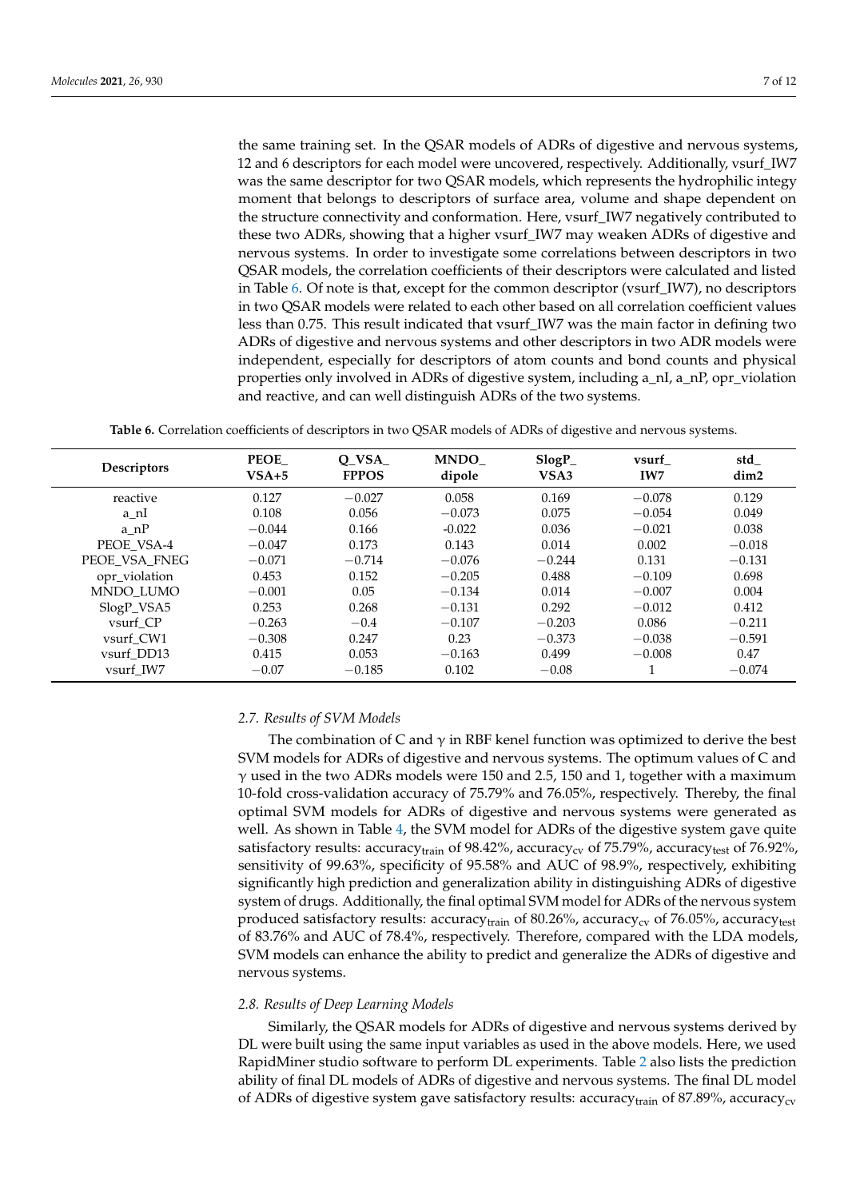the same training set. In the QSAR models of ADRs of digestive and nervous systems, 12 and 6 descriptors for each model were uncovered, respectively. Additionally, vsurf_IW7 was the same descriptor for two QSAR models, which represents the hydrophilic integy moment that belongs to descriptors of surface area, volume and shape dependent on the structure connectivity and conformation. Here, vsurf_IW7 negatively contributed to these two ADRs, showing that a higher vsurf_IW7 may weaken ADRs of digestive and nervous systems. In order to investigate some correlations between descriptors in two QSAR models, the correlation coefficients of their descriptors were calculated and listed in Table 6. Of note is that, except for the common descriptor (vsurf_IW7), no descriptors in two QSAR models were related to each other based on all correlation coefficient values less than 0.75. This result indicated that vsurf_IW7 was the main factor in defining two ADRs of digestive and nervous systems and other descriptors in two ADR models were independent, especially for descriptors of atom counts and bond counts and physical properties only involved in ADRs of digestive system, including a_nI, a_nP, opr_violation and reactive, and can well distinguish ADRs of the two systems.

**Table 6.** Correlation coefficients of descriptors in two QSAR models of ADRs of digestive and nervous systems.

| Descriptors | PEOE_VSA+5 | Q_VSA_FPPOS | MNDO_dipole | SlogP_VSA3 | vsurf_IW7 | std_dim2 |
|---|---|---|---|---|---|---|
| reactive | 0.127 | −0.027 | 0.058 | 0.169 | −0.078 | 0.129 |
| a_nI | 0.108 | 0.056 | −0.073 | 0.075 | −0.054 | 0.049 |
| a_nP | −0.044 | 0.166 | -0.022 | 0.036 | −0.021 | 0.038 |
| PEOE_VSA-4 | −0.047 | 0.173 | 0.143 | 0.014 | 0.002 | −0.018 |
| PEOE_VSA_FNEG | −0.071 | −0.714 | −0.076 | −0.244 | 0.131 | −0.131 |
| opr_violation | 0.453 | 0.152 | −0.205 | 0.488 | −0.109 | 0.698 |
| MNDO_LUMO | −0.001 | 0.05 | −0.134 | 0.014 | −0.007 | 0.004 |
| SlogP_VSA5 | 0.253 | 0.268 | −0.131 | 0.292 | −0.012 | 0.412 |
| vsurf_CP | −0.263 | −0.4 | −0.107 | −0.203 | 0.086 | −0.211 |
| vsurf_CW1 | −0.308 | 0.247 | 0.23 | −0.373 | −0.038 | −0.591 |
| vsurf_DD13 | 0.415 | 0.053 | −0.163 | 0.499 | −0.008 | 0.47 |
| vsurf_IW7 | −0.07 | −0.185 | 0.102 | −0.08 | 1 | −0.074 |

### *2.7. Results of SVM Models*

The combination of C and $\gamma$ in RBF kenel function was optimized to derive the best SVM models for ADRs of digestive and nervous systems. The optimum values of C and $\gamma$ used in the two ADRs models were 150 and 2.5, 150 and 1, together with a maximum 10-fold cross-validation accuracy of 75.79% and 76.05%, respectively. Thereby, the final optimal SVM models for ADRs of digestive and nervous systems were generated as well. As shown in Table 4, the SVM model for ADRs of the digestive system gave quite satisfactory results: $\text{accuracy}_{\text{train}}$ of 98.42%, $\text{accuracy}_{\text{cv}}$ of 75.79%, $\text{accuracy}_{\text{test}}$ of 76.92%, sensitivity of 99.63%, specificity of 95.58% and AUC of 98.9%, respectively, exhibiting significantly high prediction and generalization ability in distinguishing ADRs of digestive system of drugs. Additionally, the final optimal SVM model for ADRs of the nervous system produced satisfactory results: $\text{accuracy}_{\text{train}}$ of 80.26%, $\text{accuracy}_{\text{cv}}$ of 76.05%, $\text{accuracy}_{\text{test}}$ of 83.76% and AUC of 78.4%, respectively. Therefore, compared with the LDA models, SVM models can enhance the ability to predict and generalize the ADRs of digestive and nervous systems.

### *2.8. Results of Deep Learning Models*

Similarly, the QSAR models for ADRs of digestive and nervous systems derived by DL were built using the same input variables as used in the above models. Here, we used RapidMiner studio software to perform DL experiments. Table 2 also lists the prediction ability of final DL models of ADRs of digestive and nervous systems. The final DL model of ADRs of digestive system gave satisfactory results: $\text{accuracy}_{\text{train}}$ of 87.89%, $\text{accuracy}_{\text{cv}}$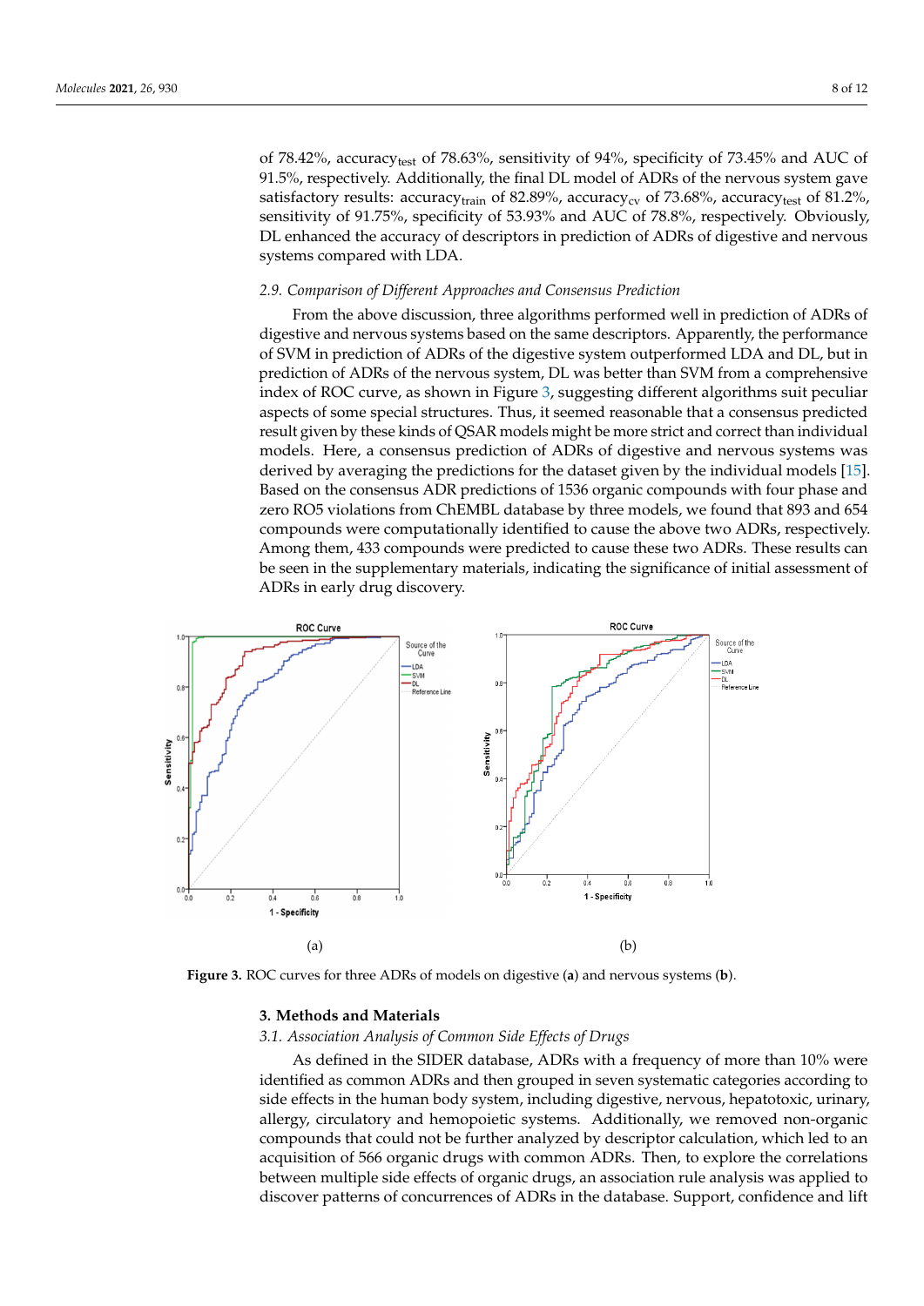of 78.42%, $\text{accuracy}_{\text{test}}$ of 78.63%, sensitivity of 94%, specificity of 73.45% and AUC of 91.5%, respectively. Additionally, the final DL model of ADRs of the nervous system gave satisfactory results: $\text{accuracy}_{\text{train}}$ of 82.89%, $\text{accuracy}_{\text{cv}}$ of 73.68%, $\text{accuracy}_{\text{test}}$ of 81.2%, sensitivity of 91.75%, specificity of 53.93% and AUC of 78.8%, respectively. Obviously, DL enhanced the accuracy of descriptors in prediction of ADRs of digestive and nervous systems compared with LDA.

### *2.9. Comparison of Different Approaches and Consensus Prediction*

From the above discussion, three algorithms performed well in prediction of ADRs of digestive and nervous systems based on the same descriptors. Apparently, the performance of SVM in prediction of ADRs of the digestive system outperformed LDA and DL, but in prediction of ADRs of the nervous system, DL was better than SVM from a comprehensive index of ROC curve, as shown in Figure 3, suggesting different algorithms suit peculiar aspects of some special structures. Thus, it seemed reasonable that a consensus predicted result given by these kinds of QSAR models might be more strict and correct than individual models. Here, a consensus prediction of ADRs of digestive and nervous systems was derived by averaging the predictions for the dataset given by the individual models [15]. Based on the consensus ADR predictions of 1536 organic compounds with four phase and zero RO5 violations from ChEMBL database by three models, we found that 893 and 654 compounds were computationally identified to cause the above two ADRs, respectively. Among them, 433 compounds were predicted to cause these two ADRs. These results can be seen in the supplementary materials, indicating the significance of initial assessment of ADRs in early drug discovery.

(a)

(b)

**Figure 3.** ROC curves for three ADRs of models on digestive (**a**) and nervous systems (**b**).

## 3. Methods and Materials

### *3.1. Association Analysis of Common Side Effects of Drugs*

As defined in the SIDER database, ADRs with a frequency of more than 10% were identified as common ADRs and then grouped in seven systematic categories according to side effects in the human body system, including digestive, nervous, hepatotoxic, urinary, allergy, circulatory and hemopoietic systems. Additionally, we removed non-organic compounds that could not be further analyzed by descriptor calculation, which led to an acquisition of 566 organic drugs with common ADRs. Then, to explore the correlations between multiple side effects of organic drugs, an association rule analysis was applied to discover patterns of concurrences of ADRs in the database. Support, confidence and lift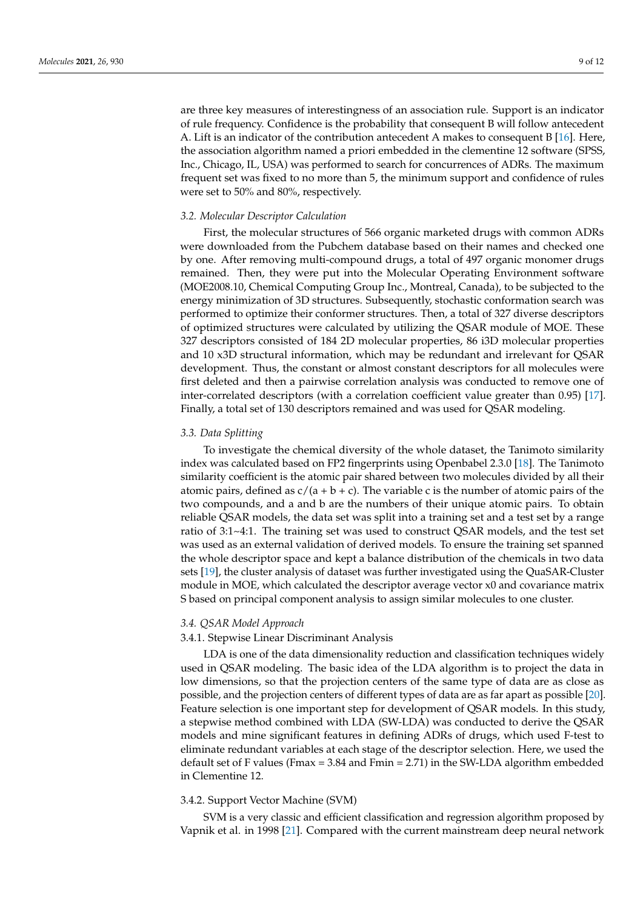are three key measures of interestingness of an association rule. Support is an indicator of rule frequency. Confidence is the probability that consequent B will follow antecedent A. Lift is an indicator of the contribution antecedent A makes to consequent B [16]. Here, the association algorithm named a priori embedded in the clementine 12 software (SPSS, Inc., Chicago, IL, USA) was performed to search for concurrences of ADRs. The maximum frequent set was fixed to no more than 5, the minimum support and confidence of rules were set to 50% and 80%, respectively.

### *3.2. Molecular Descriptor Calculation*

First, the molecular structures of 566 organic marketed drugs with common ADRs were downloaded from the Pubchem database based on their names and checked one by one. After removing multi-compound drugs, a total of 497 organic monomer drugs remained. Then, they were put into the Molecular Operating Environment software (MOE2008.10, Chemical Computing Group Inc., Montreal, Canada), to be subjected to the energy minimization of 3D structures. Subsequently, stochastic conformation search was performed to optimize their conformer structures. Then, a total of 327 diverse descriptors of optimized structures were calculated by utilizing the QSAR module of MOE. These 327 descriptors consisted of 184 2D molecular properties, 86 i3D molecular properties and 10 x3D structural information, which may be redundant and irrelevant for QSAR development. Thus, the constant or almost constant descriptors for all molecules were first deleted and then a pairwise correlation analysis was conducted to remove one of inter-correlated descriptors (with a correlation coefficient value greater than 0.95) [17]. Finally, a total set of 130 descriptors remained and was used for QSAR modeling.

### *3.3. Data Splitting*

To investigate the chemical diversity of the whole dataset, the Tanimoto similarity index was calculated based on FP2 fingerprints using Openbabel 2.3.0 [18]. The Tanimoto similarity coefficient is the atomic pair shared between two molecules divided by all their atomic pairs, defined as $c/(a + b + c)$. The variable c is the number of atomic pairs of the two compounds, and a and b are the numbers of their unique atomic pairs. To obtain reliable QSAR models, the data set was split into a training set and a test set by a range ratio of 3:1~4:1. The training set was used to construct QSAR models, and the test set was used as an external validation of derived models. To ensure the training set spanned the whole descriptor space and kept a balance distribution of the chemicals in two data sets [19], the cluster analysis of dataset was further investigated using the QuaSAR-Cluster module in MOE, which calculated the descriptor average vector $x0$ and covariance matrix S based on principal component analysis to assign similar molecules to one cluster.

### *3.4. QSAR Model Approach*

#### 3.4.1. Stepwise Linear Discriminant Analysis

LDA is one of the data dimensionality reduction and classification techniques widely used in QSAR modeling. The basic idea of the LDA algorithm is to project the data in low dimensions, so that the projection centers of the same type of data are as close as possible, and the projection centers of different types of data are as far apart as possible [20]. Feature selection is one important step for development of QSAR models. In this study, a stepwise method combined with LDA (SW-LDA) was conducted to derive the QSAR models and mine significant features in defining ADRs of drugs, which used F-test to eliminate redundant variables at each stage of the descriptor selection. Here, we used the default set of F values (Fmax = 3.84 and Fmin = 2.71) in the SW-LDA algorithm embedded in Clementine 12.

#### 3.4.2. Support Vector Machine (SVM)

SVM is a very classic and efficient classification and regression algorithm proposed by Vapnik et al. in 1998 [21]. Compared with the current mainstream deep neural network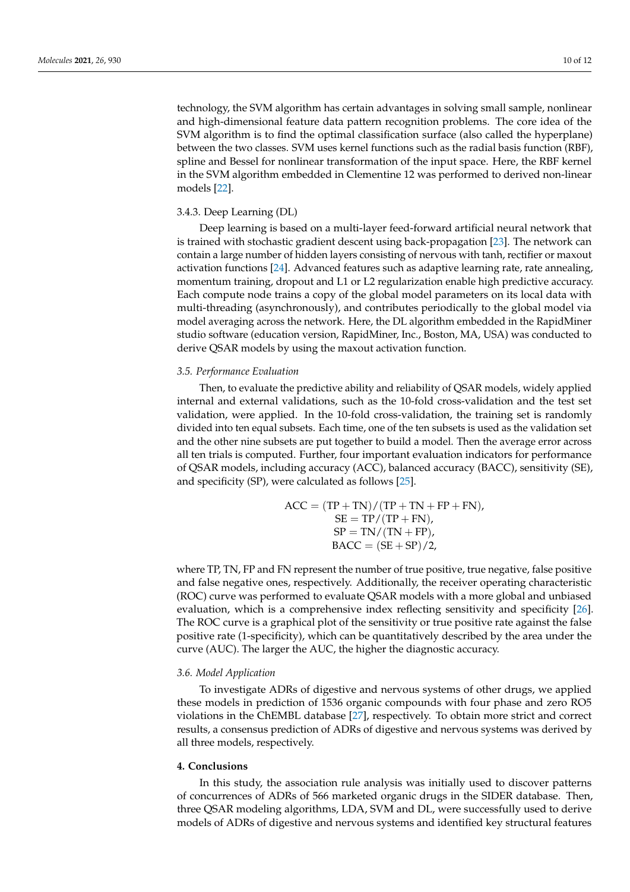technology, the SVM algorithm has certain advantages in solving small sample, nonlinear and high-dimensional feature data pattern recognition problems. The core idea of the SVM algorithm is to find the optimal classification surface (also called the hyperplane) between the two classes. SVM uses kernel functions such as the radial basis function (RBF), spline and Bessel for nonlinear transformation of the input space. Here, the RBF kernel in the SVM algorithm embedded in Clementine 12 was performed to derived non-linear models [22].

#### 3.4.3. Deep Learning (DL)

Deep learning is based on a multi-layer feed-forward artificial neural network that is trained with stochastic gradient descent using back-propagation [23]. The network can contain a large number of hidden layers consisting of nervous with tanh, rectifier or maxout activation functions [24]. Advanced features such as adaptive learning rate, rate annealing, momentum training, dropout and L1 or L2 regularization enable high predictive accuracy. Each compute node trains a copy of the global model parameters on its local data with multi-threading (asynchronously), and contributes periodically to the global model via model averaging across the network. Here, the DL algorithm embedded in the RapidMiner studio software (education version, RapidMiner, Inc., Boston, MA, USA) was conducted to derive QSAR models by using the maxout activation function.

### *3.5. Performance Evaluation*

Then, to evaluate the predictive ability and reliability of QSAR models, widely applied internal and external validations, such as the 10-fold cross-validation and the test set validation, were applied. In the 10-fold cross-validation, the training set is randomly divided into ten equal subsets. Each time, one of the ten subsets is used as the validation set and the other nine subsets are put together to build a model. Then the average error across all ten trials is computed. Further, four important evaluation indicators for performance of QSAR models, including accuracy (ACC), balanced accuracy (BACC), sensitivity (SE), and specificity (SP), were calculated as follows [25].

$$\mathrm{ACC} = (\mathrm{TP} + \mathrm{TN})/(\mathrm{TP} + \mathrm{TN} + \mathrm{FP} + \mathrm{FN}),$$
$$\mathrm{SE} = \mathrm{TP}/(\mathrm{TP} + \mathrm{FN}),$$
$$\mathrm{SP} = \mathrm{TN}/(\mathrm{TN} + \mathrm{FP}),$$
$$\mathrm{BACC} = (\mathrm{SE} + \mathrm{SP})/2,$$

where TP, TN, FP and FN represent the number of true positive, true negative, false positive and false negative ones, respectively. Additionally, the receiver operating characteristic (ROC) curve was performed to evaluate QSAR models with a more global and unbiased evaluation, which is a comprehensive index reflecting sensitivity and specificity [26]. The ROC curve is a graphical plot of the sensitivity or true positive rate against the false positive rate (1-specificity), which can be quantitatively described by the area under the curve (AUC). The larger the AUC, the higher the diagnostic accuracy.

### *3.6. Model Application*

To investigate ADRs of digestive and nervous systems of other drugs, we applied these models in prediction of 1536 organic compounds with four phase and zero RO5 violations in the ChEMBL database [27], respectively. To obtain more strict and correct results, a consensus prediction of ADRs of digestive and nervous systems was derived by all three models, respectively.

## **4. Conclusions**

In this study, the association rule analysis was initially used to discover patterns of concurrences of ADRs of 566 marketed organic drugs in the SIDER database. Then, three QSAR modeling algorithms, LDA, SVM and DL, were successfully used to derive models of ADRs of digestive and nervous systems and identified key structural features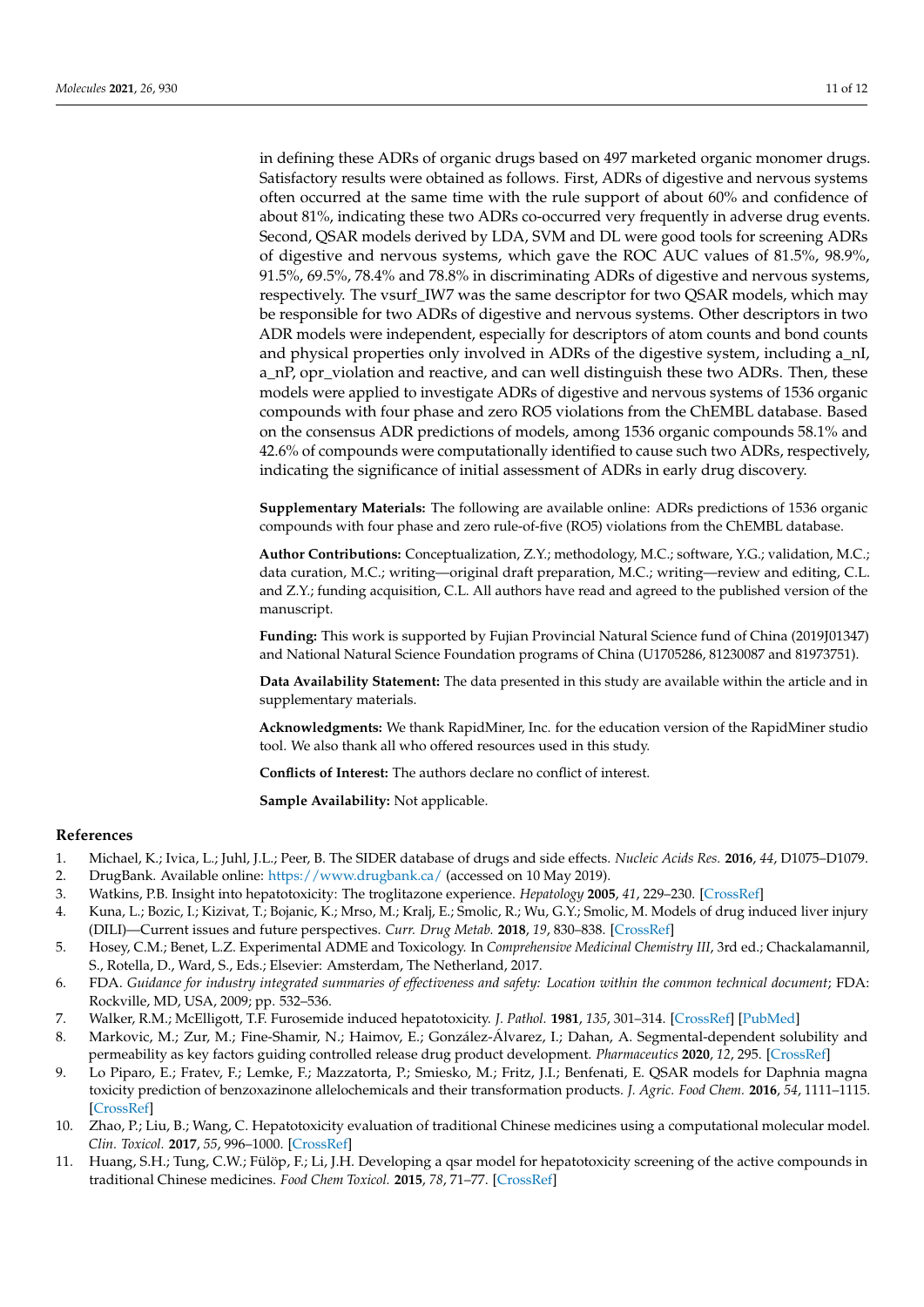in defining these ADRs of organic drugs based on 497 marketed organic monomer drugs. Satisfactory results were obtained as follows. First, ADRs of digestive and nervous systems often occurred at the same time with the rule support of about 60% and confidence of about 81%, indicating these two ADRs co-occurred very frequently in adverse drug events. Second, QSAR models derived by LDA, SVM and DL were good tools for screening ADRs of digestive and nervous systems, which gave the ROC AUC values of 81.5%, 98.9%, 91.5%, 69.5%, 78.4% and 78.8% in discriminating ADRs of digestive and nervous systems, respectively. The vsurf_IW7 was the same descriptor for two QSAR models, which may be responsible for two ADRs of digestive and nervous systems. Other descriptors in two ADR models were independent, especially for descriptors of atom counts and bond counts and physical properties only involved in ADRs of the digestive system, including a_nI, a_nP, opr_violation and reactive, and can well distinguish these two ADRs. Then, these models were applied to investigate ADRs of digestive and nervous systems of 1536 organic compounds with four phase and zero RO5 violations from the ChEMBL database. Based on the consensus ADR predictions of models, among 1536 organic compounds 58.1% and 42.6% of compounds were computationally identified to cause such two ADRs, respectively, indicating the significance of initial assessment of ADRs in early drug discovery.

**Supplementary Materials:** The following are available online: ADRs predictions of 1536 organic compounds with four phase and zero rule-of-five (RO5) violations from the ChEMBL database.

**Author Contributions:** Conceptualization, Z.Y.; methodology, M.C.; software, Y.G.; validation, M.C.; data curation, M.C.; writing—original draft preparation, M.C.; writing—review and editing, C.L. and Z.Y.; funding acquisition, C.L. All authors have read and agreed to the published version of the manuscript.

**Funding:** This work is supported by Fujian Provincial Natural Science fund of China (2019J01347) and National Natural Science Foundation programs of China (U1705286, 81230087 and 81973751).

**Data Availability Statement:** The data presented in this study are available within the article and in supplementary materials.

**Acknowledgments:** We thank RapidMiner, Inc. for the education version of the RapidMiner studio tool. We also thank all who offered resources used in this study.

**Conflicts of Interest:** The authors declare no conflict of interest.

**Sample Availability:** Not applicable.

## References

1. Michael, K.; Ivica, L.; Juhl, J.L.; Peer, B. The SIDER database of drugs and side effects. *Nucleic Acids Res.* **2016**, *44*, D1075–D1079.
2. DrugBank. Available online: https://www.drugbank.ca/ (accessed on 10 May 2019).
3. Watkins, P.B. Insight into hepatotoxicity: The troglitazone experience. *Hepatology* **2005**, *41*, 229–230. [CrossRef]
4. Kuna, L.; Bozic, I.; Kizivat, T.; Bojanic, K.; Mrso, M.; Kralj, E.; Smolic, R.; Wu, G.Y.; Smolic, M. Models of drug induced liver injury (DILI)—Current issues and future perspectives. *Curr. Drug Metab.* **2018**, *19*, 830–838. [CrossRef]
5. Hosey, C.M.; Benet, L.Z. Experimental ADME and Toxicology. In *Comprehensive Medicinal Chemistry III*, 3rd ed.; Chackalamannil, S., Rotella, D., Ward, S., Eds.; Elsevier: Amsterdam, The Netherland, 2017.
6. FDA. *Guidance for industry integrated summaries of effectiveness and safety: Location within the common technical document*; FDA: Rockville, MD, USA, 2009; pp. 532–536.
7. Walker, R.M.; McElligott, T.F. Furosemide induced hepatotoxicity. *J. Pathol.* **1981**, *135*, 301–314. [CrossRef] [PubMed]
8. Markovic, M.; Zur, M.; Fine-Shamir, N.; Haimov, E.; González-Álvarez, I.; Dahan, A. Segmental-dependent solubility and permeability as key factors guiding controlled release drug product development. *Pharmaceutics* **2020**, *12*, 295. [CrossRef]
9. Lo Piparo, E.; Fratev, F.; Lemke, F.; Mazzatorta, P.; Smiesko, M.; Fritz, J.I.; Benfenati, E. QSAR models for Daphnia magna toxicity prediction of benzoxazinone allelochemicals and their transformation products. *J. Agric. Food Chem.* **2016**, *54*, 1111–1115. [CrossRef]
10. Zhao, P.; Liu, B.; Wang, C. Hepatotoxicity evaluation of traditional Chinese medicines using a computational molecular model. *Clin. Toxicol.* **2017**, *55*, 996–1000. [CrossRef]
11. Huang, S.H.; Tung, C.W.; Fülöp, F.; Li, J.H. Developing a qsar model for hepatotoxicity screening of the active compounds in traditional Chinese medicines. *Food Chem Toxicol.* **2015**, *78*, 71–77. [CrossRef]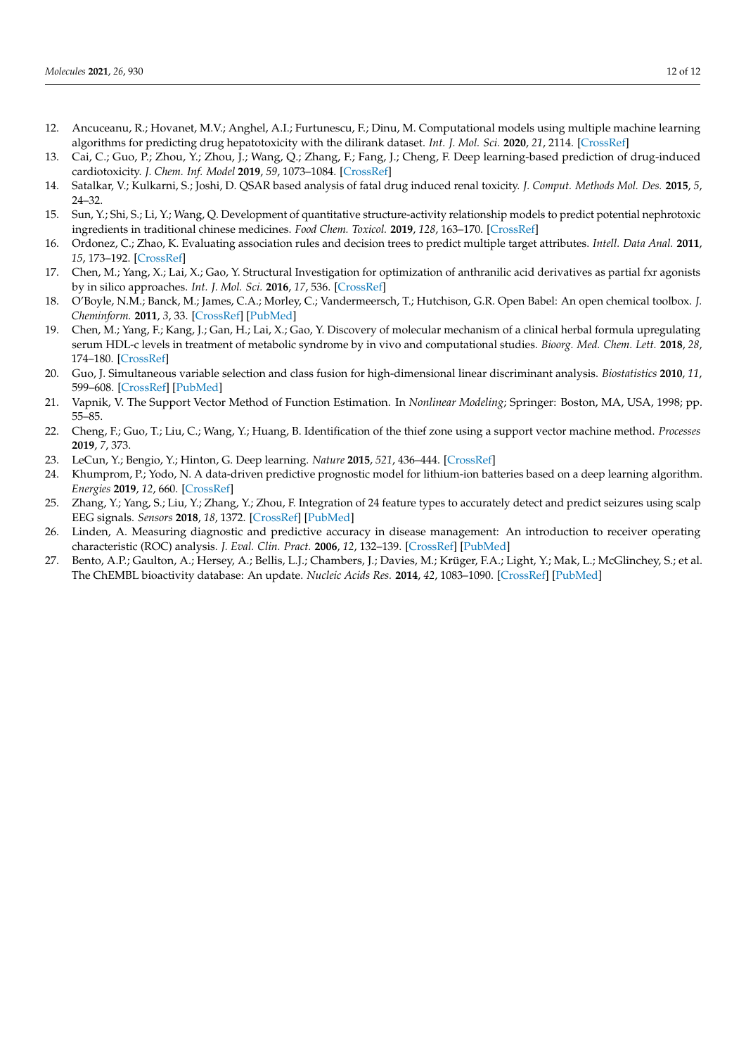12. Ancuceanu, R.; Hovanet, M.V.; Anghel, A.I.; Furtunescu, F.; Dinu, M. Computational models using multiple machine learning algorithms for predicting drug hepatotoxicity with the dilirank dataset. *Int. J. Mol. Sci.* **2020**, *21*, 2114. [CrossRef]
13. Cai, C.; Guo, P.; Zhou, Y.; Zhou, J.; Wang, Q.; Zhang, F.; Fang, J.; Cheng, F. Deep learning-based prediction of drug-induced cardiotoxicity. *J. Chem. Inf. Model* **2019**, *59*, 1073–1084. [CrossRef]
14. Satalkar, V.; Kulkarni, S.; Joshi, D. QSAR based analysis of fatal drug induced renal toxicity. *J. Comput. Methods Mol. Des.* **2015**, *5*, 24–32.
15. Sun, Y.; Shi, S.; Li, Y.; Wang, Q. Development of quantitative structure-activity relationship models to predict potential nephrotoxic ingredients in traditional chinese medicines. *Food Chem. Toxicol.* **2019**, *128*, 163–170. [CrossRef]
16. Ordonez, C.; Zhao, K. Evaluating association rules and decision trees to predict multiple target attributes. *Intell. Data Anal.* **2011**, *15*, 173–192. [CrossRef]
17. Chen, M.; Yang, X.; Lai, X.; Gao, Y. Structural Investigation for optimization of anthranilic acid derivatives as partial fxr agonists by in silico approaches. *Int. J. Mol. Sci.* **2016**, *17*, 536. [CrossRef]
18. O'Boyle, N.M.; Banck, M.; James, C.A.; Morley, C.; Vandermeersch, T.; Hutchison, G.R. Open Babel: An open chemical toolbox. *J. Cheminform.* **2011**, *3*, 33. [CrossRef] [PubMed]
19. Chen, M.; Yang, F.; Kang, J.; Gan, H.; Lai, X.; Gao, Y. Discovery of molecular mechanism of a clinical herbal formula upregulating serum HDL-c levels in treatment of metabolic syndrome by in vivo and computational studies. *Bioorg. Med. Chem. Lett.* **2018**, *28*, 174–180. [CrossRef]
20. Guo, J. Simultaneous variable selection and class fusion for high-dimensional linear discriminant analysis. *Biostatistics* **2010**, *11*, 599–608. [CrossRef] [PubMed]
21. Vapnik, V. The Support Vector Method of Function Estimation. In *Nonlinear Modeling*; Springer: Boston, MA, USA, 1998; pp. 55–85.
22. Cheng, F.; Guo, T.; Liu, C.; Wang, Y.; Huang, B. Identification of the thief zone using a support vector machine method. *Processes* **2019**, *7*, 373.
23. LeCun, Y.; Bengio, Y.; Hinton, G. Deep learning. *Nature* **2015**, *521*, 436–444. [CrossRef]
24. Khumprom, P.; Yodo, N. A data-driven predictive prognostic model for lithium-ion batteries based on a deep learning algorithm. *Energies* **2019**, *12*, 660. [CrossRef]
25. Zhang, Y.; Yang, S.; Liu, Y.; Zhang, Y.; Zhou, F. Integration of 24 feature types to accurately detect and predict seizures using scalp EEG signals. *Sensors* **2018**, *18*, 1372. [CrossRef] [PubMed]
26. Linden, A. Measuring diagnostic and predictive accuracy in disease management: An introduction to receiver operating characteristic (ROC) analysis. *J. Eval. Clin. Pract.* **2006**, *12*, 132–139. [CrossRef] [PubMed]
27. Bento, A.P.; Gaulton, A.; Hersey, A.; Bellis, L.J.; Chambers, J.; Davies, M.; Krüger, F.A.; Light, Y.; Mak, L.; McGlinchey, S.; et al. The ChEMBL bioactivity database: An update. *Nucleic Acids Res.* **2014**, *42*, 1083–1090. [CrossRef] [PubMed]